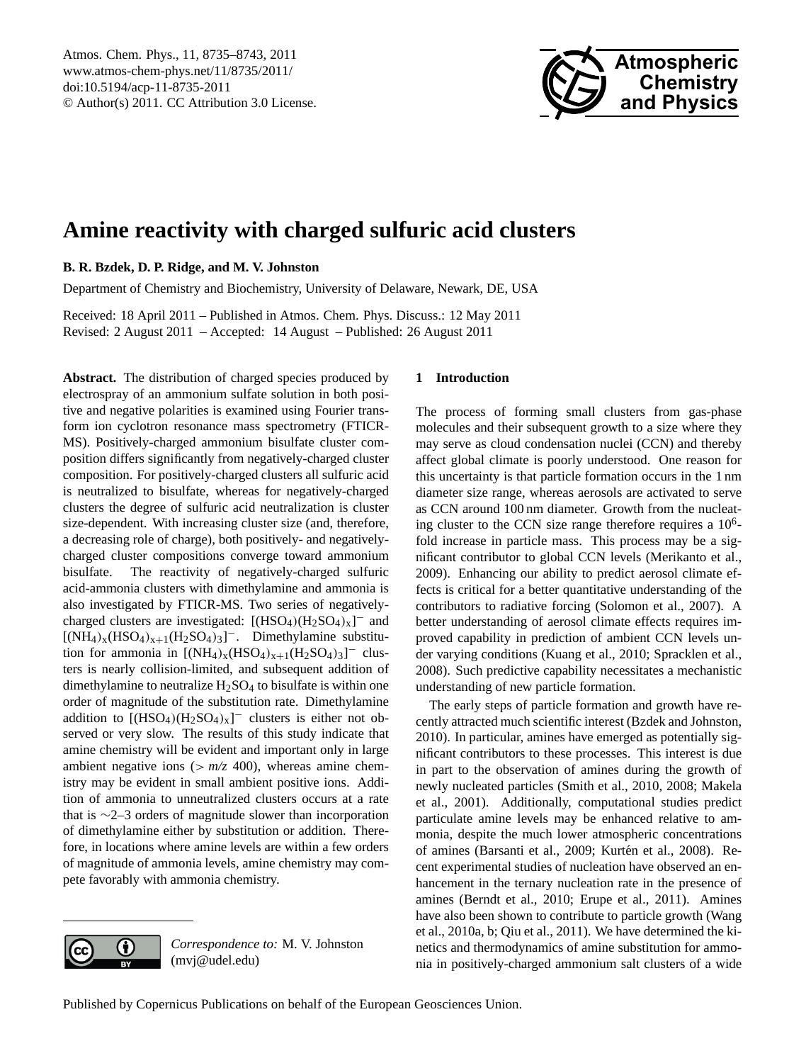# Amine reactivity with charged sulfuric acid clusters

**B. R. Bzdek, D. P. Ridge, and M. V. Johnston**

Department of Chemistry and Biochemistry, University of Delaware, Newark, DE, USA

Received: 18 April 2011 – Published in Atmos. Chem. Phys. Discuss.: 12 May 2011
Revised: 2 August 2011 – Accepted: 14 August – Published: 26 August 2011

**Abstract.** The distribution of charged species produced by electrospray of an ammonium sulfate solution in both positive and negative polarities is examined using Fourier transform ion cyclotron resonance mass spectrometry (FTICR-MS). Positively-charged ammonium bisulfate cluster composition differs significantly from negatively-charged cluster composition. For positively-charged clusters all sulfuric acid is neutralized to bisulfate, whereas for negatively-charged clusters the degree of sulfuric acid neutralization is cluster size-dependent. With increasing cluster size (and, therefore, a decreasing role of charge), both positively- and negatively-charged cluster compositions converge toward ammonium bisulfate. The reactivity of negatively-charged sulfuric acid-ammonia clusters with dimethylamine and ammonia is also investigated by FTICR-MS. Two series of negatively-charged clusters are investigated: $[(HSO_4)(H_2SO_4)_x]^-$ and $[(NH_4)_x(HSO_4)_{x+1}(H_2SO_4)_3]^-$. Dimethylamine substitution for ammonia in $[(NH_4)_x(HSO_4)_{x+1}(H_2SO_4)_3]^-$ clusters is nearly collision-limited, and subsequent addition of dimethylamine to neutralize $H_2SO_4$ to bisulfate is within one order of magnitude of the substitution rate. Dimethylamine addition to $[(HSO_4)(H_2SO_4)_x]^-$ clusters is either not observed or very slow. The results of this study indicate that amine chemistry will be evident and important only in large ambient negative ions ($>$ *m/z* 400), whereas amine chemistry may be evident in small ambient positive ions. Addition of ammonia to unneutralized clusters occurs at a rate that is $\sim$2–3 orders of magnitude slower than incorporation of dimethylamine either by substitution or addition. Therefore, in locations where amine levels are within a few orders of magnitude of ammonia levels, amine chemistry may compete favorably with ammonia chemistry.

*Correspondence to:* M. V. Johnston (mvj@udel.edu)

## 1 Introduction

The process of forming small clusters from gas-phase molecules and their subsequent growth to a size where they may serve as cloud condensation nuclei (CCN) and thereby affect global climate is poorly understood. One reason for this uncertainty is that particle formation occurs in the 1 nm diameter size range, whereas aerosols are activated to serve as CCN around 100 nm diameter. Growth from the nucleating cluster to the CCN size range therefore requires a $10^6$-fold increase in particle mass. This process may be a significant contributor to global CCN levels (Merikanto et al., 2009). Enhancing our ability to predict aerosol climate effects is critical for a better quantitative understanding of the contributors to radiative forcing (Solomon et al., 2007). A better understanding of aerosol climate effects requires improved capability in prediction of ambient CCN levels under varying conditions (Kuang et al., 2010; Spracklen et al., 2008). Such predictive capability necessitates a mechanistic understanding of new particle formation.

The early steps of particle formation and growth have recently attracted much scientific interest (Bzdek and Johnston, 2010). In particular, amines have emerged as potentially significant contributors to these processes. This interest is due in part to the observation of amines during the growth of newly nucleated particles (Smith et al., 2010, 2008; Makela et al., 2001). Additionally, computational studies predict particulate amine levels may be enhanced relative to ammonia, despite the much lower atmospheric concentrations of amines (Barsanti et al., 2009; Kurtén et al., 2008). Recent experimental studies of nucleation have observed an enhancement in the ternary nucleation rate in the presence of amines (Berndt et al., 2010; Erupe et al., 2011). Amines have also been shown to contribute to particle growth (Wang et al., 2010a, b; Qiu et al., 2011). We have determined the kinetics and thermodynamics of amine substitution for ammonia in positively-charged ammonium salt clusters of a wide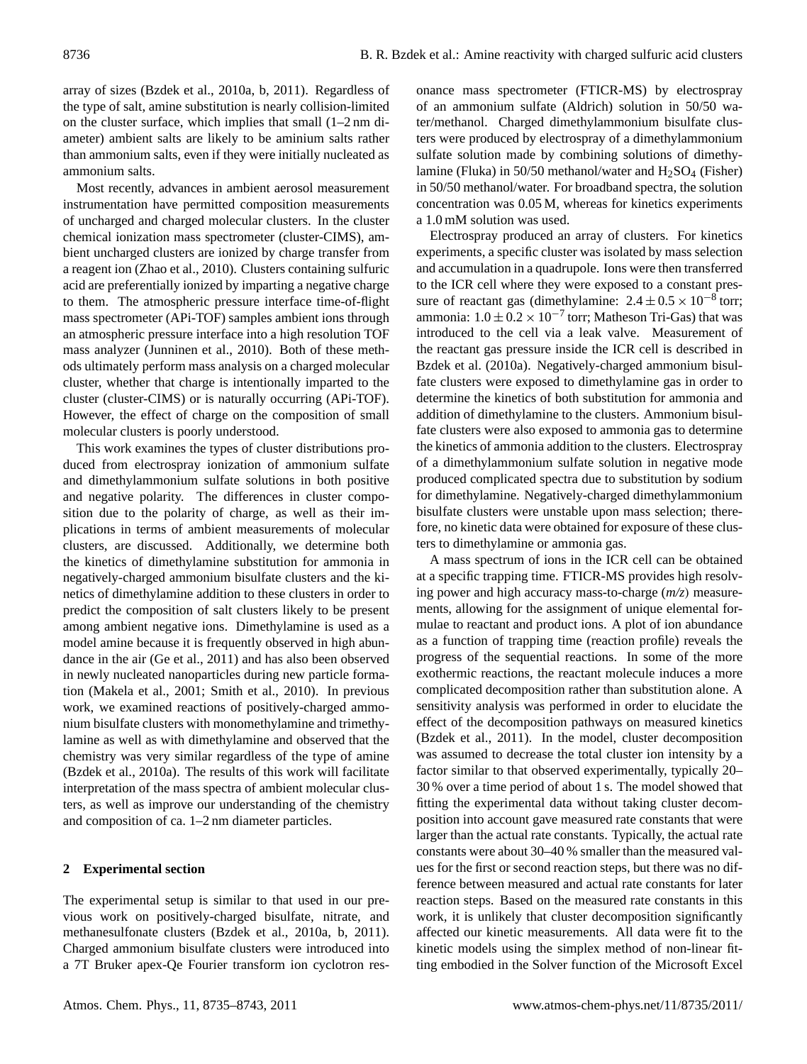array of sizes (Bzdek et al., 2010a, b, 2011). Regardless of the type of salt, amine substitution is nearly collision-limited on the cluster surface, which implies that small (1–2 nm diameter) ambient salts are likely to be aminium salts rather than ammonium salts, even if they were initially nucleated as ammonium salts.

Most recently, advances in ambient aerosol measurement instrumentation have permitted composition measurements of uncharged and charged molecular clusters. In the cluster chemical ionization mass spectrometer (cluster-CIMS), ambient uncharged clusters are ionized by charge transfer from a reagent ion (Zhao et al., 2010). Clusters containing sulfuric acid are preferentially ionized by imparting a negative charge to them. The atmospheric pressure interface time-of-flight mass spectrometer (APi-TOF) samples ambient ions through an atmospheric pressure interface into a high resolution TOF mass analyzer (Junninen et al., 2010). Both of these methods ultimately perform mass analysis on a charged molecular cluster, whether that charge is intentionally imparted to the cluster (cluster-CIMS) or is naturally occurring (APi-TOF). However, the effect of charge on the composition of small molecular clusters is poorly understood.

This work examines the types of cluster distributions produced from electrospray ionization of ammonium sulfate and dimethylammonium sulfate solutions in both positive and negative polarity. The differences in cluster composition due to the polarity of charge, as well as their implications in terms of ambient measurements of molecular clusters, are discussed. Additionally, we determine both the kinetics of dimethylamine substitution for ammonia in negatively-charged ammonium bisulfate clusters and the kinetics of dimethylamine addition to these clusters in order to predict the composition of salt clusters likely to be present among ambient negative ions. Dimethylamine is used as a model amine because it is frequently observed in high abundance in the air (Ge et al., 2011) and has also been observed in newly nucleated nanoparticles during new particle formation (Makela et al., 2001; Smith et al., 2010). In previous work, we examined reactions of positively-charged ammonium bisulfate clusters with monomethylamine and trimethylamine as well as with dimethylamine and observed that the chemistry was very similar regardless of the type of amine (Bzdek et al., 2010a). The results of this work will facilitate interpretation of the mass spectra of ambient molecular clusters, as well as improve our understanding of the chemistry and composition of ca. 1–2 nm diameter particles.

## 2 Experimental section

The experimental setup is similar to that used in our previous work on positively-charged bisulfate, nitrate, and methanesulfonate clusters (Bzdek et al., 2010a, b, 2011). Charged ammonium bisulfate clusters were introduced into a 7T Bruker apex-Qe Fourier transform ion cyclotron resonance mass spectrometer (FTICR-MS) by electrospray of an ammonium sulfate (Aldrich) solution in 50/50 water/methanol. Charged dimethylammonium bisulfate clusters were produced by electrospray of a dimethylammonium sulfate solution made by combining solutions of dimethylamine (Fluka) in 50/50 methanol/water and $H_2SO_4$ (Fisher) in 50/50 methanol/water. For broadband spectra, the solution concentration was 0.05 M, whereas for kinetics experiments a 1.0 mM solution was used.

Electrospray produced an array of clusters. For kinetics experiments, a specific cluster was isolated by mass selection and accumulation in a quadrupole. Ions were then transferred to the ICR cell where they were exposed to a constant pressure of reactant gas (dimethylamine: $2.4 \pm 0.5 \times 10^{-8}$ torr; ammonia: $1.0 \pm 0.2 \times 10^{-7}$ torr; Matheson Tri-Gas) that was introduced to the cell via a leak valve. Measurement of the reactant gas pressure inside the ICR cell is described in Bzdek et al. (2010a). Negatively-charged ammonium bisulfate clusters were exposed to dimethylamine gas in order to determine the kinetics of both substitution for ammonia and addition of dimethylamine to the clusters. Ammonium bisulfate clusters were also exposed to ammonia gas to determine the kinetics of ammonia addition to the clusters. Electrospray of a dimethylammonium sulfate solution in negative mode produced complicated spectra due to substitution by sodium for dimethylamine. Negatively-charged dimethylammonium bisulfate clusters were unstable upon mass selection; therefore, no kinetic data were obtained for exposure of these clusters to dimethylamine or ammonia gas.

A mass spectrum of ions in the ICR cell can be obtained at a specific trapping time. FTICR-MS provides high resolving power and high accuracy mass-to-charge (*m/z*) measurements, allowing for the assignment of unique elemental formulae to reactant and product ions. A plot of ion abundance as a function of trapping time (reaction profile) reveals the progress of the sequential reactions. In some of the more exothermic reactions, the reactant molecule induces a more complicated decomposition rather than substitution alone. A sensitivity analysis was performed in order to elucidate the effect of the decomposition pathways on measured kinetics (Bzdek et al., 2011). In the model, cluster decomposition was assumed to decrease the total cluster ion intensity by a factor similar to that observed experimentally, typically 20–30 % over a time period of about 1 s. The model showed that fitting the experimental data without taking cluster decomposition into account gave measured rate constants that were larger than the actual rate constants. Typically, the actual rate constants were about 30–40 % smaller than the measured values for the first or second reaction steps, but there was no difference between measured and actual rate constants for later reaction steps. Based on the measured rate constants in this work, it is unlikely that cluster decomposition significantly affected our kinetic measurements. All data were fit to the kinetic models using the simplex method of non-linear fitting embodied in the Solver function of the Microsoft Excel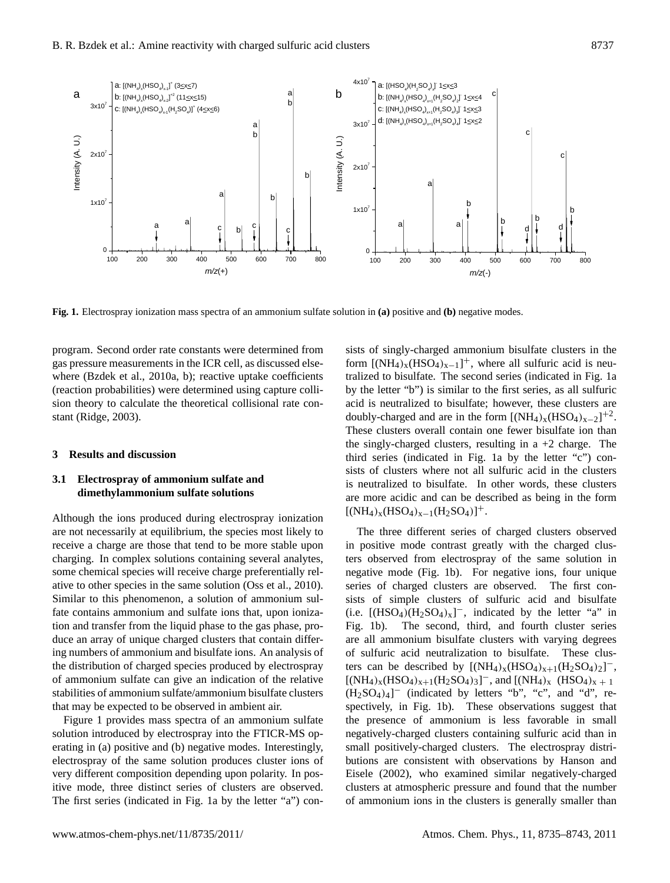**Fig. 1.** Electrospray ionization mass spectra of an ammonium sulfate solution in **(a)** positive and **(b)** negative modes.

program. Second order rate constants were determined from gas pressure measurements in the ICR cell, as discussed elsewhere (Bzdek et al., 2010a, b); reactive uptake coefficients (reaction probabilities) were determined using capture collision theory to calculate the theoretical collisional rate constant (Ridge, 2003).

## 3 Results and discussion

### 3.1 Electrospray of ammonium sulfate and dimethylammonium sulfate solutions

Although the ions produced during electrospray ionization are not necessarily at equilibrium, the species most likely to receive a charge are those that tend to be more stable upon charging. In complex solutions containing several analytes, some chemical species will receive charge preferentially relative to other species in the same solution (Oss et al., 2010). Similar to this phenomenon, a solution of ammonium sulfate contains ammonium and sulfate ions that, upon ionization and transfer from the liquid phase to the gas phase, produce an array of unique charged clusters that contain differing numbers of ammonium and bisulfate ions. An analysis of the distribution of charged species produced by electrospray of ammonium sulfate can give an indication of the relative stabilities of ammonium sulfate/ammonium bisulfate clusters that may be expected to be observed in ambient air.

Figure 1 provides mass spectra of an ammonium sulfate solution introduced by electrospray into the FTICR-MS operating in (a) positive and (b) negative modes. Interestingly, electrospray of the same solution produces cluster ions of very different composition depending upon polarity. In positive mode, three distinct series of clusters are observed. The first series (indicated in Fig. 1a by the letter "a") consists of singly-charged ammonium bisulfate clusters in the form $[(NH_4)_x(HSO_4)_{x-1}]^+$, where all sulfuric acid is neutralized to bisulfate. The second series (indicated in Fig. 1a by the letter "b") is similar to the first series, as all sulfuric acid is neutralized to bisulfate; however, these clusters are doubly-charged and are in the form $[(NH_4)_x(HSO_4)_{x-2}]^{+2}$. These clusters overall contain one fewer bisulfate ion than the singly-charged clusters, resulting in a +2 charge. The third series (indicated in Fig. 1a by the letter "c") consists of clusters where not all sulfuric acid in the clusters is neutralized to bisulfate. In other words, these clusters are more acidic and can be described as being in the form $[(NH_4)_x(HSO_4)_{x-1}(H_2SO_4)]^+$.

The three different series of charged clusters observed in positive mode contrast greatly with the charged clusters observed from electrospray of the same solution in negative mode (Fig. 1b). For negative ions, four unique series of charged clusters are observed. The first consists of simple clusters of sulfuric acid and bisulfate (i.e. $[(HSO_4)(H_2SO_4)_x]^-$, indicated by the letter "a" in Fig. 1b). The second, third, and fourth cluster series are all ammonium bisulfate clusters with varying degrees of sulfuric acid neutralization to bisulfate. These clusters can be described by $[(NH_4)_x(HSO_4)_{x+1}(H_2SO_4)_2]^-$, $[(NH_4)_x(HSO_4)_{x+1}(H_2SO_4)_3]^-$, and $[(NH_4)_x(HSO_4)_{x+1}(H_2SO_4)_4]^-$ (indicated by letters "b", "c", and "d", respectively, in Fig. 1b). These observations suggest that the presence of ammonium is less favorable in small negatively-charged clusters containing sulfuric acid than in small positively-charged clusters. The electrospray distributions are consistent with observations by Hanson and Eisele (2002), who examined similar negatively-charged clusters at atmospheric pressure and found that the number of ammonium ions in the clusters is generally smaller than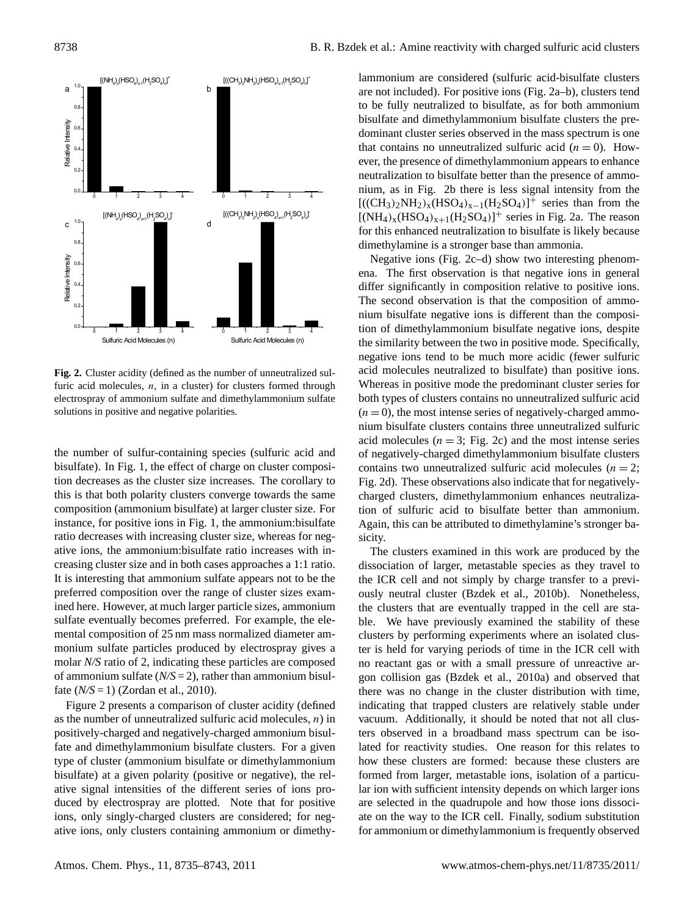**Fig. 2.** Cluster acidity (defined as the number of unneutralized sulfuric acid molecules, $n$, in a cluster) for clusters formed through electrospray of ammonium sulfate and dimethylammonium sulfate solutions in positive and negative polarities.

the number of sulfur-containing species (sulfuric acid and bisulfate). In Fig. 1, the effect of charge on cluster composition decreases as the cluster size increases. The corollary to this is that both polarity clusters converge towards the same composition (ammonium bisulfate) at larger cluster size. For instance, for positive ions in Fig. 1, the ammonium:bisulfate ratio decreases with increasing cluster size, whereas for negative ions, the ammonium:bisulfate ratio increases with increasing cluster size and in both cases approaches a 1:1 ratio. It is interesting that ammonium sulfate appears not to be the preferred composition over the range of cluster sizes examined here. However, at much larger particle sizes, ammonium sulfate eventually becomes preferred. For example, the elemental composition of 25 nm mass normalized diameter ammonium sulfate particles produced by electrospray gives a molar *N/S* ratio of 2, indicating these particles are composed of ammonium sulfate ($N/S = 2$), rather than ammonium bisulfate ($N/S = 1$) (Zordan et al., 2010).

Figure 2 presents a comparison of cluster acidity (defined as the number of unneutralized sulfuric acid molecules, $n$) in positively-charged and negatively-charged ammonium bisulfate and dimethylammonium bisulfate clusters. For a given type of cluster (ammonium bisulfate or dimethylammonium bisulfate) at a given polarity (positive or negative), the relative signal intensities of the different series of ions produced by electrospray are plotted. Note that for positive ions, only singly-charged clusters are considered; for negative ions, only clusters containing ammonium or dimethylammonium are considered (sulfuric acid-bisulfate clusters are not included). For positive ions (Fig. 2a–b), clusters tend to be fully neutralized to bisulfate, as for both ammonium bisulfate and dimethylammonium bisulfate clusters the predominant cluster series observed in the mass spectrum is one that contains no unneutralized sulfuric acid ($n = 0$). However, the presence of dimethylammonium appears to enhance neutralization to bisulfate better than the presence of ammonium, as in Fig. 2b there is less signal intensity from the $[((CH_3)_2NH_2)_x(HSO_4)_{x-1}(H_2SO_4)]^+$ series than from the $[(NH_4)_x(HSO_4)_{x+1}(H_2SO_4)]^+$ series in Fig. 2a. The reason for this enhanced neutralization to bisulfate is likely because dimethylamine is a stronger base than ammonia.

Negative ions (Fig. 2c–d) show two interesting phenomena. The first observation is that negative ions in general differ significantly in composition relative to positive ions. The second observation is that the composition of ammonium bisulfate negative ions is different than the composition of dimethylammonium bisulfate negative ions, despite the similarity between the two in positive mode. Specifically, negative ions tend to be much more acidic (fewer sulfuric acid molecules neutralized to bisulfate) than positive ions. Whereas in positive mode the predominant cluster series for both types of clusters contains no unneutralized sulfuric acid ($n = 0$), the most intense series of negatively-charged ammonium bisulfate clusters contains three unneutralized sulfuric acid molecules ($n = 3$; Fig. 2c) and the most intense series of negatively-charged dimethylammonium bisulfate clusters contains two unneutralized sulfuric acid molecules ($n = 2$; Fig. 2d). These observations also indicate that for negatively-charged clusters, dimethylammonium enhances neutralization of sulfuric acid to bisulfate better than ammonium. Again, this can be attributed to dimethylamine's stronger basicity.

The clusters examined in this work are produced by the dissociation of larger, metastable species as they travel to the ICR cell and not simply by charge transfer to a previously neutral cluster (Bzdek et al., 2010b). Nonetheless, the clusters that are eventually trapped in the cell are stable. We have previously examined the stability of these clusters by performing experiments where an isolated cluster is held for varying periods of time in the ICR cell with no reactant gas or with a small pressure of unreactive argon collision gas (Bzdek et al., 2010a) and observed that there was no change in the cluster distribution with time, indicating that trapped clusters are relatively stable under vacuum. Additionally, it should be noted that not all clusters observed in a broadband mass spectrum can be isolated for reactivity studies. One reason for this relates to how these clusters are formed: because these clusters are formed from larger, metastable ions, isolation of a particular ion with sufficient intensity depends on which larger ions are selected in the quadrupole and how those ions dissociate on the way to the ICR cell. Finally, sodium substitution for ammonium or dimethylammonium is frequently observed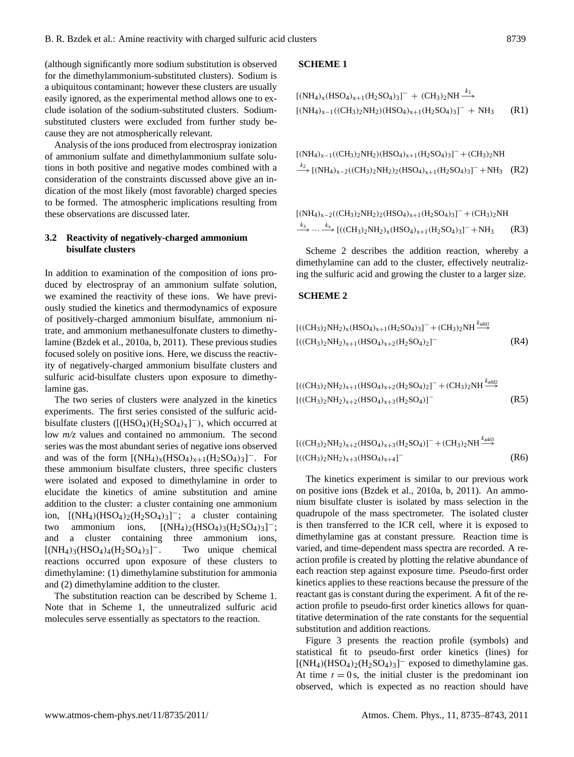(although significantly more sodium substitution is observed for the dimethylammonium-substituted clusters). Sodium is a ubiquitous contaminant; however these clusters are usually easily ignored, as the experimental method allows one to exclude isolation of the sodium-substituted clusters. Sodium-substituted clusters were excluded from further study because they are not atmospherically relevant.

Analysis of the ions produced from electrospray ionization of ammonium sulfate and dimethylammonium sulfate solutions in both positive and negative modes combined with a consideration of the constraints discussed above give an indication of the most likely (most favorable) charged species to be formed. The atmospheric implications resulting from these observations are discussed later.

### 3.2 Reactivity of negatively-charged ammonium bisulfate clusters

In addition to examination of the composition of ions produced by electrospray of an ammonium sulfate solution, we examined the reactivity of these ions. We have previously studied the kinetics and thermodynamics of exposure of positively-charged ammonium bisulfate, ammonium nitrate, and ammonium methanesulfonate clusters to dimethylamine (Bzdek et al., 2010a, b, 2011). These previous studies focused solely on positive ions. Here, we discuss the reactivity of negatively-charged ammonium bisulfate clusters and sulfuric acid-bisulfate clusters upon exposure to dimethylamine gas.

The two series of clusters were analyzed in the kinetics experiments. The first series consisted of the sulfuric acid-bisulfate clusters ($[(HSO_4)(H_2SO_4)_x]^-$), which occurred at low *m/z* values and contained no ammonium. The second series was the most abundant series of negative ions observed and was of the form $[(NH_4)_x(HSO_4)_{x+1}(H_2SO_4)_3]^-$. For these ammonium bisulfate clusters, three specific clusters were isolated and exposed to dimethylamine in order to elucidate the kinetics of amine substitution and amine addition to the cluster: a cluster containing one ammonium ion, $[(NH_4)(HSO_4)_2(H_2SO_4)_3]^-$; a cluster containing two ammonium ions, $[(NH_4)_2(HSO_4)_3(H_2SO_4)_3]^-$; and a cluster containing three ammonium ions, $[(NH_4)_3(HSO_4)_4(H_2SO_4)_3]^-$. Two unique chemical reactions occurred upon exposure of these clusters to dimethylamine: (1) dimethylamine substitution for ammonia and (2) dimethylamine addition to the cluster.

The substitution reaction can be described by Scheme 1. Note that in Scheme 1, the unneutralized sulfuric acid molecules serve essentially as spectators to the reaction.

**SCHEME 1**

$$[(NH_4)_x(HSO_4)_{x+1}(H_2SO_4)_3]^- + (CH_3)_2NH \xrightarrow{k_1} [(NH_4)_{x-1}((CH_3)_2NH_2)(HSO_4)_{x+1}(H_2SO_4)_3]^- + NH_3 \quad \text{(R1)}$$

$$[(NH_4)_{x-1}((CH_3)_2NH_2)(HSO_4)_{x+1}(H_2SO_4)_3]^- + (CH_3)_2NH \xrightarrow{k_2} [(NH_4)_{x-2}((CH_3)_2NH_2)_2(HSO_4)_{x+1}(H_2SO_4)_3]^- + NH_3 \quad \text{(R2)}$$

$$[(NH_4)_{x-2}((CH_3)_2NH_2)_2(HSO_4)_{x+1}(H_2SO_4)_3]^- + (CH_3)_2NH \xrightarrow{k_3} \cdots \xrightarrow{k_x} [((CH_3)_2NH_2)_x(HSO_4)_{x+1}(H_2SO_4)_3]^- + NH_3 \quad \text{(R3)}$$

Scheme 2 describes the addition reaction, whereby a dimethylamine can add to the cluster, effectively neutralizing the sulfuric acid and growing the cluster to a larger size.

**SCHEME 2**

$$[((CH_3)_2NH_2)_x(HSO_4)_{x+1}(H_2SO_4)_3]^- + (CH_3)_2NH \xrightarrow{k_{add1}} [((CH_3)_2NH_2)_{x+1}(HSO_4)_{x+2}(H_2SO_4)_2]^- \quad \text{(R4)}$$

$$[((CH_3)_2NH_2)_{x+1}(HSO_4)_{x+2}(H_2SO_4)_2]^- + (CH_3)_2NH \xrightarrow{k_{add2}} [((CH_3)_2NH_2)_{x+2}(HSO_4)_{x+3}(H_2SO_4)]^- \quad \text{(R5)}$$

$$[((CH_3)_2NH_2)_{x+2}(HSO_4)_{x+3}(H_2SO_4)]^- + (CH_3)_2NH \xrightarrow{k_{add3}} [((CH_3)_2NH_2)_{x+3}(HSO_4)_{x+4}]^- \quad \text{(R6)}$$

The kinetics experiment is similar to our previous work on positive ions (Bzdek et al., 2010a, b, 2011). An ammonium bisulfate cluster is isolated by mass selection in the quadrupole of the mass spectrometer. The isolated cluster is then transferred to the ICR cell, where it is exposed to dimethylamine gas at constant pressure. Reaction time is varied, and time-dependent mass spectra are recorded. A reaction profile is created by plotting the relative abundance of each reaction step against exposure time. Pseudo-first order kinetics applies to these reactions because the pressure of the reactant gas is constant during the experiment. A fit of the reaction profile to pseudo-first order kinetics allows for quantitative determination of the rate constants for the sequential substitution and addition reactions.

Figure 3 presents the reaction profile (symbols) and statistical fit to pseudo-first order kinetics (lines) for $[(NH_4)(HSO_4)_2(H_2SO_4)_3]^-$ exposed to dimethylamine gas. At time $t = 0$ s, the initial cluster is the predominant ion observed, which is expected as no reaction should have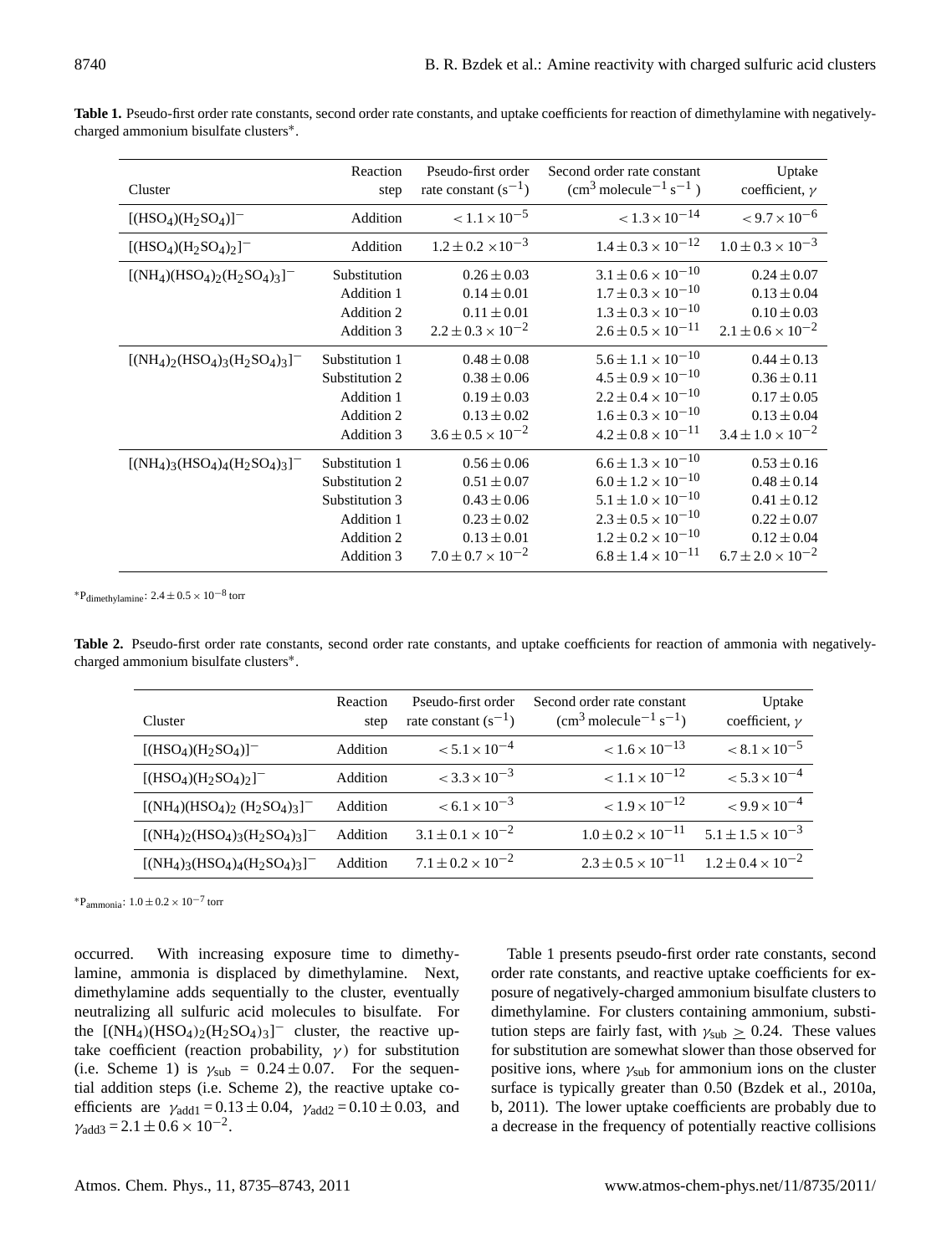**Table 1.** Pseudo-first order rate constants, second order rate constants, and uptake coefficients for reaction of dimethylamine with negatively-charged ammonium bisulfate clusters*.

| Cluster | Reaction step | Pseudo-first order rate constant ($s^{-1}$) | Second order rate constant ($cm^3$ molecule$^{-1}$ $s^{-1}$) | Uptake coefficient, $\gamma$ |
|---|---|---|---|---|
| $[(HSO_4)(H_2SO_4)]^-$ | Addition | $< 1.1 \times 10^{-5}$ | $< 1.3 \times 10^{-14}$ | $< 9.7 \times 10^{-6}$ |
| $[(HSO_4)(H_2SO_4)_2]^-$ | Addition | $1.2 \pm 0.2 \times 10^{-3}$ | $1.4 \pm 0.3 \times 10^{-12}$ | $1.0 \pm 0.3 \times 10^{-3}$ |
| $[(NH_4)(HSO_4)_2(H_2SO_4)_3]^-$ | Substitution | $0.26 \pm 0.03$ | $3.1 \pm 0.6 \times 10^{-10}$ | $0.24 \pm 0.07$ |
| | Addition 1 | $0.14 \pm 0.01$ | $1.7 \pm 0.3 \times 10^{-10}$ | $0.13 \pm 0.04$ |
| | Addition 2 | $0.11 \pm 0.01$ | $1.3 \pm 0.3 \times 10^{-10}$ | $0.10 \pm 0.03$ |
| | Addition 3 | $2.2 \pm 0.3 \times 10^{-2}$ | $2.6 \pm 0.5 \times 10^{-11}$ | $2.1 \pm 0.6 \times 10^{-2}$ |
| $[(NH_4)_2(HSO_4)_3(H_2SO_4)_3]^-$ | Substitution 1 | $0.48 \pm 0.08$ | $5.6 \pm 1.1 \times 10^{-10}$ | $0.44 \pm 0.13$ |
| | Substitution 2 | $0.38 \pm 0.06$ | $4.5 \pm 0.9 \times 10^{-10}$ | $0.36 \pm 0.11$ |
| | Addition 1 | $0.19 \pm 0.03$ | $2.2 \pm 0.4 \times 10^{-10}$ | $0.17 \pm 0.05$ |
| | Addition 2 | $0.13 \pm 0.02$ | $1.6 \pm 0.3 \times 10^{-10}$ | $0.13 \pm 0.04$ |
| | Addition 3 | $3.6 \pm 0.5 \times 10^{-2}$ | $4.2 \pm 0.8 \times 10^{-11}$ | $3.4 \pm 1.0 \times 10^{-2}$ |
| $[(NH_4)_3(HSO_4)_4(H_2SO_4)_3]^-$ | Substitution 1 | $0.56 \pm 0.06$ | $6.6 \pm 1.3 \times 10^{-10}$ | $0.53 \pm 0.16$ |
| | Substitution 2 | $0.51 \pm 0.07$ | $6.0 \pm 1.2 \times 10^{-10}$ | $0.48 \pm 0.14$ |
| | Substitution 3 | $0.43 \pm 0.06$ | $5.1 \pm 1.0 \times 10^{-10}$ | $0.41 \pm 0.12$ |
| | Addition 1 | $0.23 \pm 0.02$ | $2.3 \pm 0.5 \times 10^{-10}$ | $0.22 \pm 0.07$ |
| | Addition 2 | $0.13 \pm 0.01$ | $1.2 \pm 0.2 \times 10^{-10}$ | $0.12 \pm 0.04$ |
| | Addition 3 | $7.0 \pm 0.7 \times 10^{-2}$ | $6.8 \pm 1.4 \times 10^{-11}$ | $6.7 \pm 2.0 \times 10^{-2}$ |

*$P_{dimethylamine}$: $2.4 \pm 0.5 \times 10^{-8}$ torr

**Table 2.** Pseudo-first order rate constants, second order rate constants, and uptake coefficients for reaction of ammonia with negatively-charged ammonium bisulfate clusters*.

| Cluster | Reaction step | Pseudo-first order rate constant ($s^{-1}$) | Second order rate constant ($cm^3$ molecule$^{-1}$ $s^{-1}$) | Uptake coefficient, $\gamma$ |
|---|---|---|---|---|
| $[(HSO_4)(H_2SO_4)]^-$ | Addition | $< 5.1 \times 10^{-4}$ | $< 1.6 \times 10^{-13}$ | $< 8.1 \times 10^{-5}$ |
| $[(HSO_4)(H_2SO_4)_2]^-$ | Addition | $< 3.3 \times 10^{-3}$ | $< 1.1 \times 10^{-12}$ | $< 5.3 \times 10^{-4}$ |
| $[(NH_4)(HSO_4)_2(H_2SO_4)_3]^-$ | Addition | $< 6.1 \times 10^{-3}$ | $< 1.9 \times 10^{-12}$ | $< 9.9 \times 10^{-4}$ |
| $[(NH_4)_2(HSO_4)_3(H_2SO_4)_3]^-$ | Addition | $3.1 \pm 0.1 \times 10^{-2}$ | $1.0 \pm 0.2 \times 10^{-11}$ | $5.1 \pm 1.5 \times 10^{-3}$ |
| $[(NH_4)_3(HSO_4)_4(H_2SO_4)_3]^-$ | Addition | $7.1 \pm 0.2 \times 10^{-2}$ | $2.3 \pm 0.5 \times 10^{-11}$ | $1.2 \pm 0.4 \times 10^{-2}$ |

*$P_{ammonia}$: $1.0 \pm 0.2 \times 10^{-7}$ torr

occurred. With increasing exposure time to dimethylamine, ammonia is displaced by dimethylamine. Next, dimethylamine adds sequentially to the cluster, eventually neutralizing all sulfuric acid molecules to bisulfate. For the $[(NH_4)(HSO_4)_2(H_2SO_4)_3]^-$ cluster, the reactive uptake coefficient (reaction probability, $\gamma$) for substitution (i.e. Scheme 1) is $\gamma_{sub} = 0.24 \pm 0.07$. For the sequential addition steps (i.e. Scheme 2), the reactive uptake coefficients are $\gamma_{add1} = 0.13 \pm 0.04$, $\gamma_{add2} = 0.10 \pm 0.03$, and $\gamma_{add3} = 2.1 \pm 0.6 \times 10^{-2}$.

Table 1 presents pseudo-first order rate constants, second order rate constants, and reactive uptake coefficients for exposure of negatively-charged ammonium bisulfate clusters to dimethylamine. For clusters containing ammonium, substitution steps are fairly fast, with $\gamma_{sub} \geq 0.24$. These values for substitution are somewhat slower than those observed for positive ions, where $\gamma_{sub}$ for ammonium ions on the cluster surface is typically greater than 0.50 (Bzdek et al., 2010a, b, 2011). The lower uptake coefficients are probably due to a decrease in the frequency of potentially reactive collisions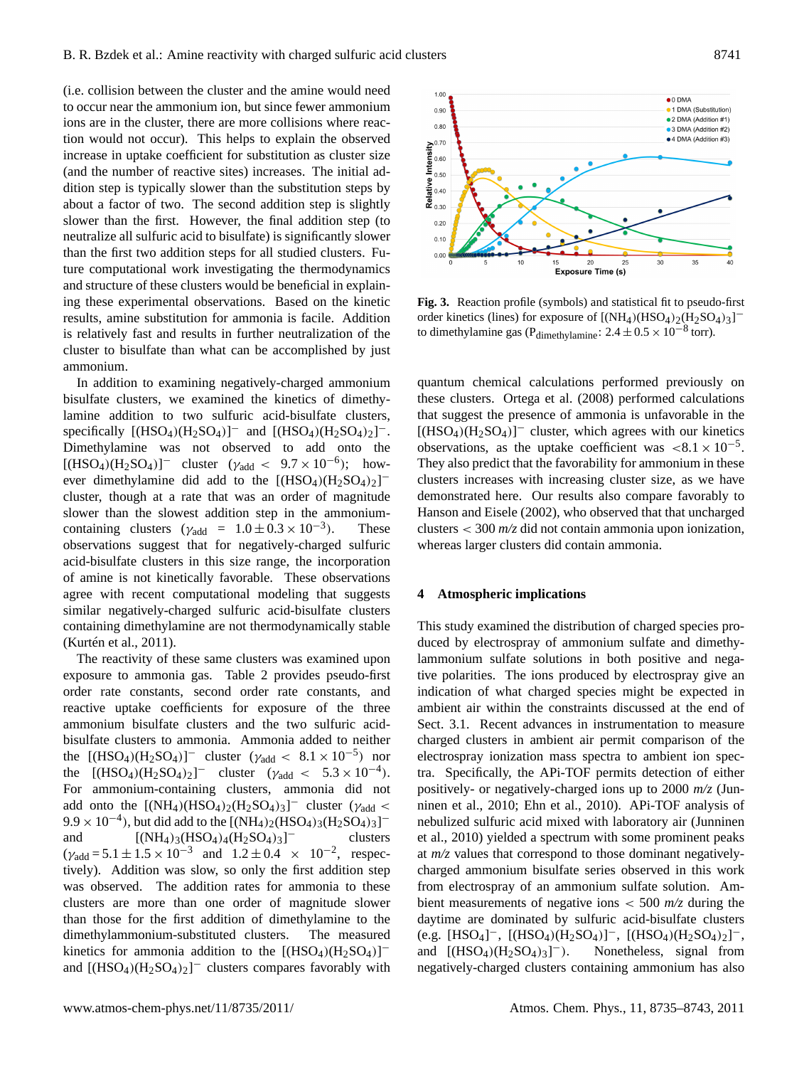(i.e. collision between the cluster and the amine would need to occur near the ammonium ion, but since fewer ammonium ions are in the cluster, there are more collisions where reaction would not occur). This helps to explain the observed increase in uptake coefficient for substitution as cluster size (and the number of reactive sites) increases. The initial addition step is typically slower than the substitution steps by about a factor of two. The second addition step is slightly slower than the first. However, the final addition step (to neutralize all sulfuric acid to bisulfate) is significantly slower than the first two addition steps for all studied clusters. Future computational work investigating the thermodynamics and structure of these clusters would be beneficial in explaining these experimental observations. Based on the kinetic results, amine substitution for ammonia is facile. Addition is relatively fast and results in further neutralization of the cluster to bisulfate than what can be accomplished by just ammonium.

In addition to examining negatively-charged ammonium bisulfate clusters, we examined the kinetics of dimethylamine addition to two sulfuric acid-bisulfate clusters, specifically $[(HSO_4)(H_2SO_4)]^-$ and $[(HSO_4)(H_2SO_4)_2]^-$. Dimethylamine was not observed to add onto the $[(HSO_4)(H_2SO_4)]^-$ cluster ($\gamma_{add} < 9.7 \times 10^{-6}$); however dimethylamine did add to the $[(HSO_4)(H_2SO_4)_2]^-$ cluster, though at a rate that was an order of magnitude slower than the slowest addition step in the ammonium-containing clusters ($\gamma_{add} = 1.0 \pm 0.3 \times 10^{-3}$). These observations suggest that for negatively-charged sulfuric acid-bisulfate clusters in this size range, the incorporation of amine is not kinetically favorable. These observations agree with recent computational modeling that suggests similar negatively-charged sulfuric acid-bisulfate clusters containing dimethylamine are not thermodynamically stable (Kurtén et al., 2011).

The reactivity of these same clusters was examined upon exposure to ammonia gas. Table 2 provides pseudo-first order rate constants, second order rate constants, and reactive uptake coefficients for exposure of the three ammonium bisulfate clusters and the two sulfuric acid-bisulfate clusters to ammonia. Ammonia added to neither the $[(HSO_4)(H_2SO_4)]^-$ cluster ($\gamma_{add} < 8.1 \times 10^{-5}$) nor the $[(HSO_4)(H_2SO_4)_2]^-$ cluster ($\gamma_{add} < 5.3 \times 10^{-4}$). For ammonium-containing clusters, ammonia did not add onto the $[(NH_4)(HSO_4)_2(H_2SO_4)_3]^-$ cluster ($\gamma_{add} < 9.9 \times 10^{-4}$), but did add to the $[(NH_4)_2(HSO_4)_3(H_2SO_4)_3]^-$ and $[(NH_4)_3(HSO_4)_4(H_2SO_4)_3]^-$ clusters ($\gamma_{add} = 5.1 \pm 1.5 \times 10^{-3}$ and $1.2 \pm 0.4 \times 10^{-2}$, respectively). Addition was slow, so only the first addition step was observed. The addition rates for ammonia to these clusters are more than one order of magnitude slower than those for the first addition of dimethylamine to the dimethylammonium-substituted clusters. The measured kinetics for ammonia addition to the $[(HSO_4)(H_2SO_4)]^-$ and $[(HSO_4)(H_2SO_4)_2]^-$ clusters compares favorably with quantum chemical calculations performed previously on these clusters. Ortega et al. (2008) performed calculations that suggest the presence of ammonia is unfavorable in the $[(HSO_4)(H_2SO_4)]^-$ cluster, which agrees with our kinetics observations, as the uptake coefficient was $<8.1 \times 10^{-5}$. They also predict that the favorability for ammonium in these clusters increases with increasing cluster size, as we have demonstrated here. Our results also compare favorably to Hanson and Eisele (2002), who observed that that uncharged clusters $< 300$ *m/z* did not contain ammonia upon ionization, whereas larger clusters did contain ammonia.

**Fig. 3.** Reaction profile (symbols) and statistical fit to pseudo-first order kinetics (lines) for exposure of $[(NH_4)(HSO_4)_2(H_2SO_4)_3]^-$ to dimethylamine gas ($P_{dimethylamine}$: $2.4 \pm 0.5 \times 10^{-8}$ torr).

## 4 Atmospheric implications

This study examined the distribution of charged species produced by electrospray of ammonium sulfate and dimethylammonium sulfate solutions in both positive and negative polarities. The ions produced by electrospray give an indication of what charged species might be expected in ambient air within the constraints discussed at the end of Sect. 3.1. Recent advances in instrumentation to measure charged clusters in ambient air permit comparison of the electrospray ionization mass spectra to ambient ion spectra. Specifically, the APi-TOF permits detection of either positively- or negatively-charged ions up to 2000 *m/z* (Junninen et al., 2010; Ehn et al., 2010). APi-TOF analysis of nebulized sulfuric acid mixed with laboratory air (Junninen et al., 2010) yielded a spectrum with some prominent peaks at *m/z* values that correspond to those dominant negatively-charged ammonium bisulfate series observed in this work from electrospray of an ammonium sulfate solution. Ambient measurements of negative ions $< 500$ *m/z* during the daytime are dominated by sulfuric acid-bisulfate clusters (e.g. $[HSO_4]^-$, $[(HSO_4)(H_2SO_4)]^-$, $[(HSO_4)(H_2SO_4)_2]^-$, and $[(HSO_4)(H_2SO_4)_3]^-$). Nonetheless, signal from negatively-charged clusters containing ammonium has also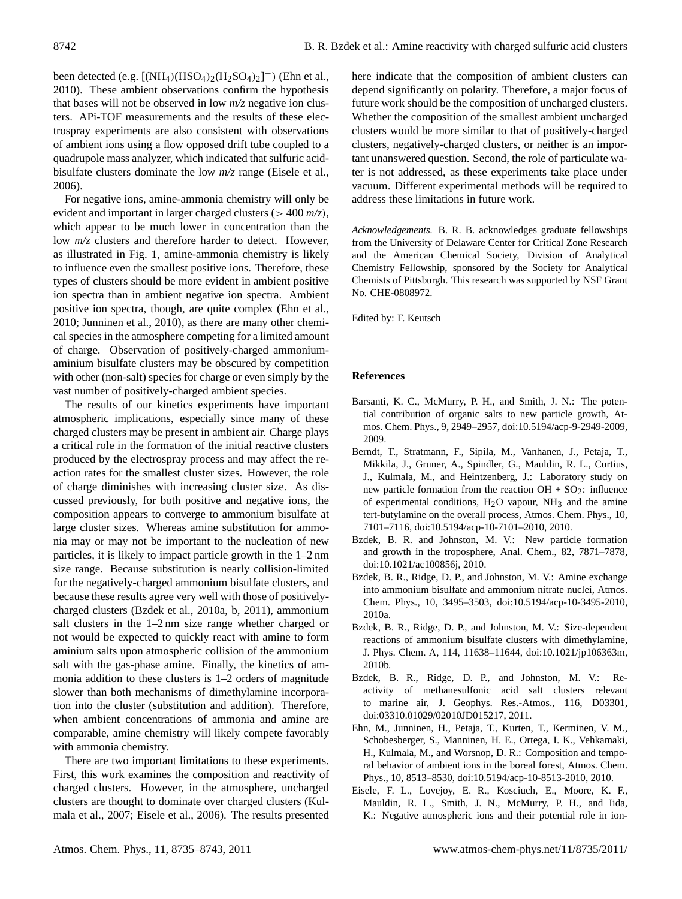been detected (e.g. $[(NH_4)(HSO_4)_2(H_2SO_4)_2]^-$) (Ehn et al., 2010). These ambient observations confirm the hypothesis that bases will not be observed in low *m/z* negative ion clusters. APi-TOF measurements and the results of these electrospray experiments are also consistent with observations of ambient ions using a flow opposed drift tube coupled to a quadrupole mass analyzer, which indicated that sulfuric acid-bisulfate clusters dominate the low *m/z* range (Eisele et al., 2006).

For negative ions, amine-ammonia chemistry will only be evident and important in larger charged clusters ($> 400$ *m/z*), which appear to be much lower in concentration than the low *m/z* clusters and therefore harder to detect. However, as illustrated in Fig. 1, amine-ammonia chemistry is likely to influence even the smallest positive ions. Therefore, these types of clusters should be more evident in ambient positive ion spectra than in ambient negative ion spectra. Ambient positive ion spectra, though, are quite complex (Ehn et al., 2010; Junninen et al., 2010), as there are many other chemical species in the atmosphere competing for a limited amount of charge. Observation of positively-charged ammonium-aminium bisulfate clusters may be obscured by competition with other (non-salt) species for charge or even simply by the vast number of positively-charged ambient species.

The results of our kinetics experiments have important atmospheric implications, especially since many of these charged clusters may be present in ambient air. Charge plays a critical role in the formation of the initial reactive clusters produced by the electrospray process and may affect the reaction rates for the smallest cluster sizes. However, the role of charge diminishes with increasing cluster size. As discussed previously, for both positive and negative ions, the composition appears to converge to ammonium bisulfate at large cluster sizes. Whereas amine substitution for ammonia may or may not be important to the nucleation of new particles, it is likely to impact particle growth in the 1–2 nm size range. Because substitution is nearly collision-limited for the negatively-charged ammonium bisulfate clusters, and because these results agree very well with those of positively-charged clusters (Bzdek et al., 2010a, b, 2011), ammonium salt clusters in the 1–2 nm size range whether charged or not would be expected to quickly react with amine to form aminium salts upon atmospheric collision of the ammonium salt with the gas-phase amine. Finally, the kinetics of ammonia addition to these clusters is 1–2 orders of magnitude slower than both mechanisms of dimethylamine incorporation into the cluster (substitution and addition). Therefore, when ambient concentrations of ammonia and amine are comparable, amine chemistry will likely compete favorably with ammonia chemistry.

There are two important limitations to these experiments. First, this work examines the composition and reactivity of charged clusters. However, in the atmosphere, uncharged clusters are thought to dominate over charged clusters (Kulmala et al., 2007; Eisele et al., 2006). The results presented here indicate that the composition of ambient clusters can depend significantly on polarity. Therefore, a major focus of future work should be the composition of uncharged clusters. Whether the composition of the smallest ambient uncharged clusters would be more similar to that of positively-charged clusters, negatively-charged clusters, or neither is an important unanswered question. Second, the role of particulate water is not addressed, as these experiments take place under vacuum. Different experimental methods will be required to address these limitations in future work.

*Acknowledgements.* B. R. B. acknowledges graduate fellowships from the University of Delaware Center for Critical Zone Research and the American Chemical Society, Division of Analytical Chemistry Fellowship, sponsored by the Society for Analytical Chemists of Pittsburgh. This research was supported by NSF Grant No. CHE-0808972.

Edited by: F. Keutsch

## References

Barsanti, K. C., McMurry, P. H., and Smith, J. N.: The potential contribution of organic salts to new particle growth, Atmos. Chem. Phys., 9, 2949–2957, doi:10.5194/acp-9-2949-2009, 2009.

Berndt, T., Stratmann, F., Sipila, M., Vanhanen, J., Petaja, T., Mikkila, J., Gruner, A., Spindler, G., Mauldin, R. L., Curtius, J., Kulmala, M., and Heintzenberg, J.: Laboratory study on new particle formation from the reaction OH + $SO_2$: influence of experimental conditions, $H_2O$ vapour, $NH_3$ and the amine tert-butylamine on the overall process, Atmos. Chem. Phys., 10, 7101–7116, doi:10.5194/acp-10-7101–2010, 2010.

Bzdek, B. R. and Johnston, M. V.: New particle formation and growth in the troposphere, Anal. Chem., 82, 7871–7878, doi:10.1021/ac100856j, 2010.

Bzdek, B. R., Ridge, D. P., and Johnston, M. V.: Amine exchange into ammonium bisulfate and ammonium nitrate nuclei, Atmos. Chem. Phys., 10, 3495–3503, doi:10.5194/acp-10-3495-2010, 2010a.

Bzdek, B. R., Ridge, D. P., and Johnston, M. V.: Size-dependent reactions of ammonium bisulfate clusters with dimethylamine, J. Phys. Chem. A, 114, 11638–11644, doi:10.1021/jp106363m, 2010b.

Bzdek, B. R., Ridge, D. P., and Johnston, M. V.: Reactivity of methanesulfonic acid salt clusters relevant to marine air, J. Geophys. Res.-Atmos., 116, D03301, doi:03310.01029/02010JD015217, 2011.

Ehn, M., Junninen, H., Petaja, T., Kurten, T., Kerminen, V. M., Schobesberger, S., Manninen, H. E., Ortega, I. K., Vehkamaki, H., Kulmala, M., and Worsnop, D. R.: Composition and temporal behavior of ambient ions in the boreal forest, Atmos. Chem. Phys., 10, 8513–8530, doi:10.5194/acp-10-8513-2010, 2010.

Eisele, F. L., Lovejoy, E. R., Kosciuch, E., Moore, K. F., Mauldin, R. L., Smith, J. N., McMurry, P. H., and Iida, K.: Negative atmospheric ions and their potential role in ion-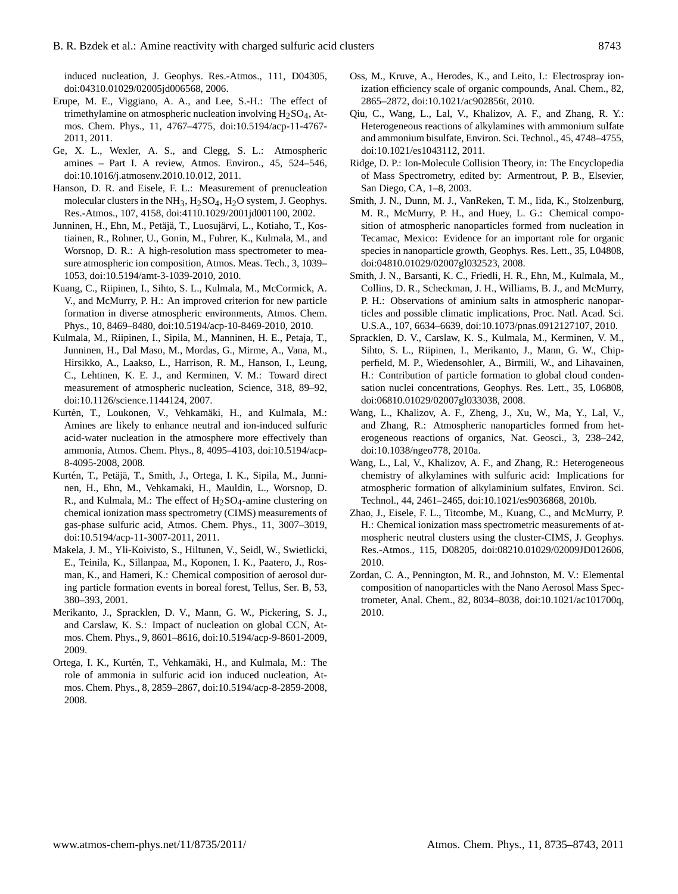induced nucleation, J. Geophys. Res.-Atmos., 111, D04305, doi:04310.01029/02005jd006568, 2006.

Erupe, M. E., Viggiano, A. A., and Lee, S.-H.: The effect of trimethylamine on atmospheric nucleation involving $H_2SO_4$, Atmos. Chem. Phys., 11, 4767–4775, doi:10.5194/acp-11-4767-2011, 2011.

Ge, X. L., Wexler, A. S., and Clegg, S. L.: Atmospheric amines – Part I. A review, Atmos. Environ., 45, 524–546, doi:10.1016/j.atmosenv.2010.10.012, 2011.

Hanson, D. R. and Eisele, F. L.: Measurement of prenucleation molecular clusters in the $NH_3$, $H_2SO_4$, $H_2O$ system, J. Geophys. Res.-Atmos., 107, 4158, doi:4110.1029/2001jd001100, 2002.

Junninen, H., Ehn, M., Petäjä, T., Luosujärvi, L., Kotiaho, T., Kostiainen, R., Rohner, U., Gonin, M., Fuhrer, K., Kulmala, M., and Worsnop, D. R.: A high-resolution mass spectrometer to measure atmospheric ion composition, Atmos. Meas. Tech., 3, 1039–1053, doi:10.5194/amt-3-1039-2010, 2010.

Kuang, C., Riipinen, I., Sihto, S. L., Kulmala, M., McCormick, A. V., and McMurry, P. H.: An improved criterion for new particle formation in diverse atmospheric environments, Atmos. Chem. Phys., 10, 8469–8480, doi:10.5194/acp-10-8469-2010, 2010.

Kulmala, M., Riipinen, I., Sipila, M., Manninen, H. E., Petaja, T., Junninen, H., Dal Maso, M., Mordas, G., Mirme, A., Vana, M., Hirsikko, A., Laakso, L., Harrison, R. M., Hanson, I., Leung, C., Lehtinen, K. E. J., and Kerminen, V. M.: Toward direct measurement of atmospheric nucleation, Science, 318, 89–92, doi:10.1126/science.1144124, 2007.

Kurtén, T., Loukonen, V., Vehkamäki, H., and Kulmala, M.: Amines are likely to enhance neutral and ion-induced sulfuric acid-water nucleation in the atmosphere more effectively than ammonia, Atmos. Chem. Phys., 8, 4095–4103, doi:10.5194/acp-8-4095-2008, 2008.

Kurtén, T., Petäjä, T., Smith, J., Ortega, I. K., Sipila, M., Junninen, H., Ehn, M., Vehkamaki, H., Mauldin, L., Worsnop, D. R., and Kulmala, M.: The effect of $H_2SO_4$-amine clustering on chemical ionization mass spectrometry (CIMS) measurements of gas-phase sulfuric acid, Atmos. Chem. Phys., 11, 3007–3019, doi:10.5194/acp-11-3007-2011, 2011.

Makela, J. M., Yli-Koivisto, S., Hiltunen, V., Seidl, W., Swietlicki, E., Teinila, K., Sillanpaa, M., Koponen, I. K., Paatero, J., Rosman, K., and Hameri, K.: Chemical composition of aerosol during particle formation events in boreal forest, Tellus, Ser. B, 53, 380–393, 2001.

Merikanto, J., Spracklen, D. V., Mann, G. W., Pickering, S. J., and Carslaw, K. S.: Impact of nucleation on global CCN, Atmos. Chem. Phys., 9, 8601–8616, doi:10.5194/acp-9-8601-2009, 2009.

Ortega, I. K., Kurtén, T., Vehkamäki, H., and Kulmala, M.: The role of ammonia in sulfuric acid ion induced nucleation, Atmos. Chem. Phys., 8, 2859–2867, doi:10.5194/acp-8-2859-2008, 2008.

Oss, M., Kruve, A., Herodes, K., and Leito, I.: Electrospray ionization efficiency scale of organic compounds, Anal. Chem., 82, 2865–2872, doi:10.1021/ac902856t, 2010.

Qiu, C., Wang, L., Lal, V., Khalizov, A. F., and Zhang, R. Y.: Heterogeneous reactions of alkylamines with ammonium sulfate and ammonium bisulfate, Environ. Sci. Technol., 45, 4748–4755, doi:10.1021/es1043112, 2011.

Ridge, D. P.: Ion-Molecule Collision Theory, in: The Encyclopedia of Mass Spectrometry, edited by: Armentrout, P. B., Elsevier, San Diego, CA, 1–8, 2003.

Smith, J. N., Dunn, M. J., VanReken, T. M., Iida, K., Stolzenburg, M. R., McMurry, P. H., and Huey, L. G.: Chemical composition of atmospheric nanoparticles formed from nucleation in Tecamac, Mexico: Evidence for an important role for organic species in nanoparticle growth, Geophys. Res. Lett., 35, L04808, doi:04810.01029/02007gl032523, 2008.

Smith, J. N., Barsanti, K. C., Friedli, H. R., Ehn, M., Kulmala, M., Collins, D. R., Scheckman, J. H., Williams, B. J., and McMurry, P. H.: Observations of aminium salts in atmospheric nanoparticles and possible climatic implications, Proc. Natl. Acad. Sci. U.S.A., 107, 6634–6639, doi:10.1073/pnas.0912127107, 2010.

Spracklen, D. V., Carslaw, K. S., Kulmala, M., Kerminen, V. M., Sihto, S. L., Riipinen, I., Merikanto, J., Mann, G. W., Chipperfield, M. P., Wiedensohler, A., Birmili, W., and Lihavainen, H.: Contribution of particle formation to global cloud condensation nuclei concentrations, Geophys. Res. Lett., 35, L06808, doi:06810.01029/02007gl033038, 2008.

Wang, L., Khalizov, A. F., Zheng, J., Xu, W., Ma, Y., Lal, V., and Zhang, R.: Atmospheric nanoparticles formed from heterogeneous reactions of organics, Nat. Geosci., 3, 238–242, doi:10.1038/ngeo778, 2010a.

Wang, L., Lal, V., Khalizov, A. F., and Zhang, R.: Heterogeneous chemistry of alkylamines with sulfuric acid: Implications for atmospheric formation of alkylaminium sulfates, Environ. Sci. Technol., 44, 2461–2465, doi:10.1021/es9036868, 2010b.

Zhao, J., Eisele, F. L., Titcombe, M., Kuang, C., and McMurry, P. H.: Chemical ionization mass spectrometric measurements of atmospheric neutral clusters using the cluster-CIMS, J. Geophys. Res.-Atmos., 115, D08205, doi:08210.01029/02009JD012606, 2010.

Zordan, C. A., Pennington, M. R., and Johnston, M. V.: Elemental composition of nanoparticles with the Nano Aerosol Mass Spectrometer, Anal. Chem., 82, 8034–8038, doi:10.1021/ac101700q, 2010.